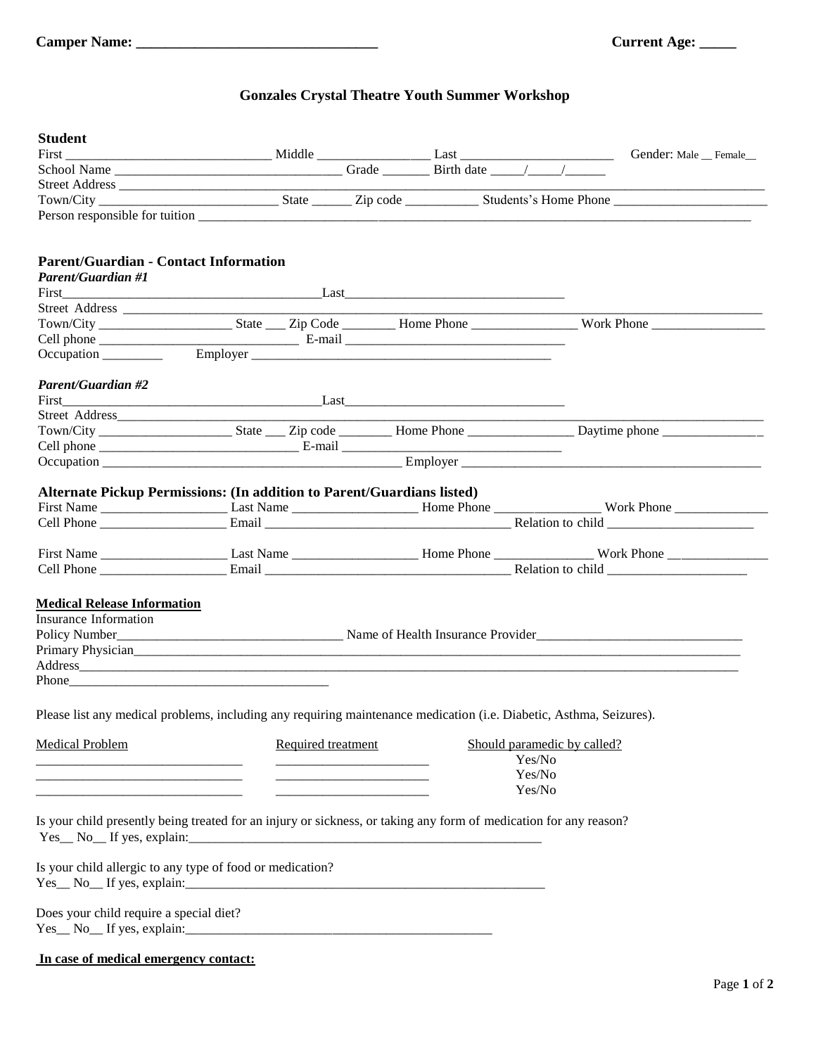**Camper Name: ________________________________** **Current Age: _____**

## Gonzales Crystal Theatre Youth Summer Workshop

**Student**

First ______________________________ Middle ________________ Last _______________________ Gender: Male __ Female__

School Name _________________________________ Grade _______ Birth date _____/_____/______

Street Address ___________________________________________________________________________________________

Town/City __________________________ State ______ Zip code ___________ Students's Home Phone _______________________

Person responsible for tuition _______________________________________________________________________________

### Parent/Guardian - Contact Information

***Parent/Guardian #1***

First_______________________________________Last_________________________________

Street Address _____________________________________________________________________________________________

Town/City ____________________ State ___ Zip Code ________ Home Phone ________________ Work Phone _________________

Cell phone ______________________________ E-mail _________________________________

Occupation _________ Employer _____________________________________________

***Parent/Guardian #2***

First_______________________________________Last_________________________________

Street Address______________________________________________________________________________________________

Town/City ____________________ State ___ Zip code ________ Home Phone ________________ Daytime phone _______________

Cell phone ______________________________ E-mail _________________________________

Occupation _____________________________________________ Employer _____________________________________________

### Alternate Pickup Permissions: (In addition to Parent/Guardians listed)

First Name ___________________ Last Name ___________________ Home Phone ________________ Work Phone ______________

Cell Phone ___________________ Email ____________________________________ Relation to child ______________________

First Name ___________________ Last Name ___________________ Home Phone _______________ Work Phone _______________

Cell Phone ___________________ Email ____________________________________ Relation to child _____________________

### Medical Release Information

Insurance Information

Policy Number__________________________________ Name of Health Insurance Provider_______________________________

Primary Physician______________________________________________________________________________________

Address_____________________________________________________________________________________________

Phone_______________________________________

Please list any medical problems, including any requiring maintenance medication (i.e. Diabetic, Asthma, Seizures).

| Medical Problem | Required treatment | Should paramedic by called? |
|---|---|---|
| ______________________________ | ______________________ | Yes/No |
| ______________________________ | ______________________ | Yes/No |
| ______________________________ | ______________________ | Yes/No |

Is your child presently being treated for an injury or sickness, or taking any form of medication for any reason?
Yes__ No__ If yes, explain:_______________________________________________________

Is your child allergic to any type of food or medication?
Yes__ No__ If yes, explain:________________________________________________________

Does your child require a special diet?
Yes__ No__ If yes, explain:_______________________________________________

**In case of medical emergency contact:**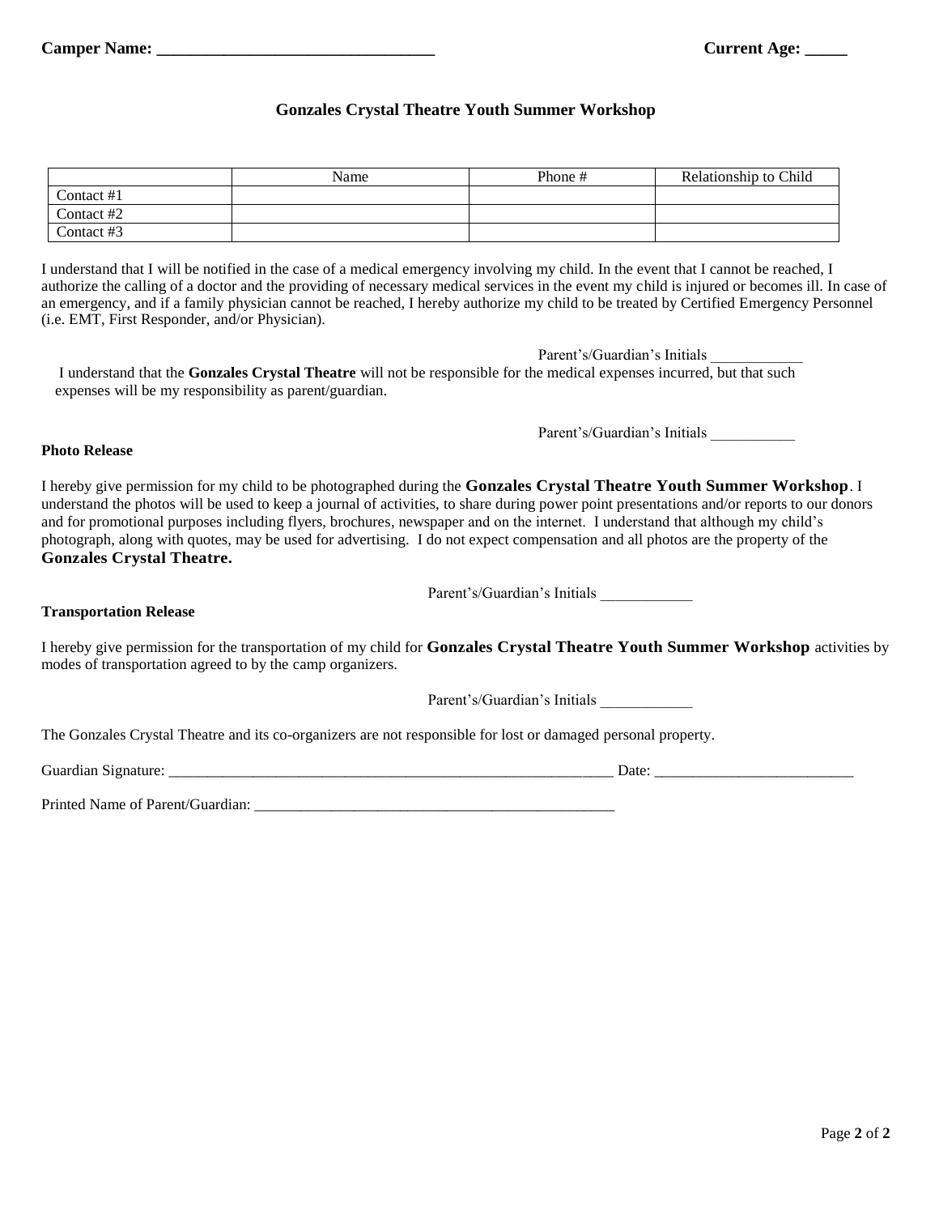**Camper Name: ________________________________** **Current Age: _____**

## Gonzales Crystal Theatre Youth Summer Workshop

| | Name | Phone # | Relationship to Child |
|---|---|---|---|
| Contact #1 | | | |
| Contact #2 | | | |
| Contact #3 | | | |

I understand that I will be notified in the case of a medical emergency involving my child. In the event that I cannot be reached, I authorize the calling of a doctor and the providing of necessary medical services in the event my child is injured or becomes ill. In case of an emergency, and if a family physician cannot be reached, I hereby authorize my child to be treated by Certified Emergency Personnel (i.e. EMT, First Responder, and/or Physician).

Parent's/Guardian's Initials ____________

I understand that the **Gonzales Crystal Theatre** will not be responsible for the medical expenses incurred, but that such expenses will be my responsibility as parent/guardian.

Parent's/Guardian's Initials ___________

**Photo Release**

I hereby give permission for my child to be photographed during the **Gonzales Crystal Theatre Youth Summer Workshop**. I understand the photos will be used to keep a journal of activities, to share during power point presentations and/or reports to our donors and for promotional purposes including flyers, brochures, newspaper and on the internet. I understand that although my child's photograph, along with quotes, may be used for advertising. I do not expect compensation and all photos are the property of the **Gonzales Crystal Theatre.**

Parent's/Guardian's Initials ____________

**Transportation Release**

I hereby give permission for the transportation of my child for **Gonzales Crystal Theatre Youth Summer Workshop** activities by modes of transportation agreed to by the camp organizers.

Parent's/Guardian's Initials ____________

The Gonzales Crystal Theatre and its co-organizers are not responsible for lost or damaged personal property.

Guardian Signature: ____________________________________________________________ Date: __________________________

Printed Name of Parent/Guardian: __________________________________________________